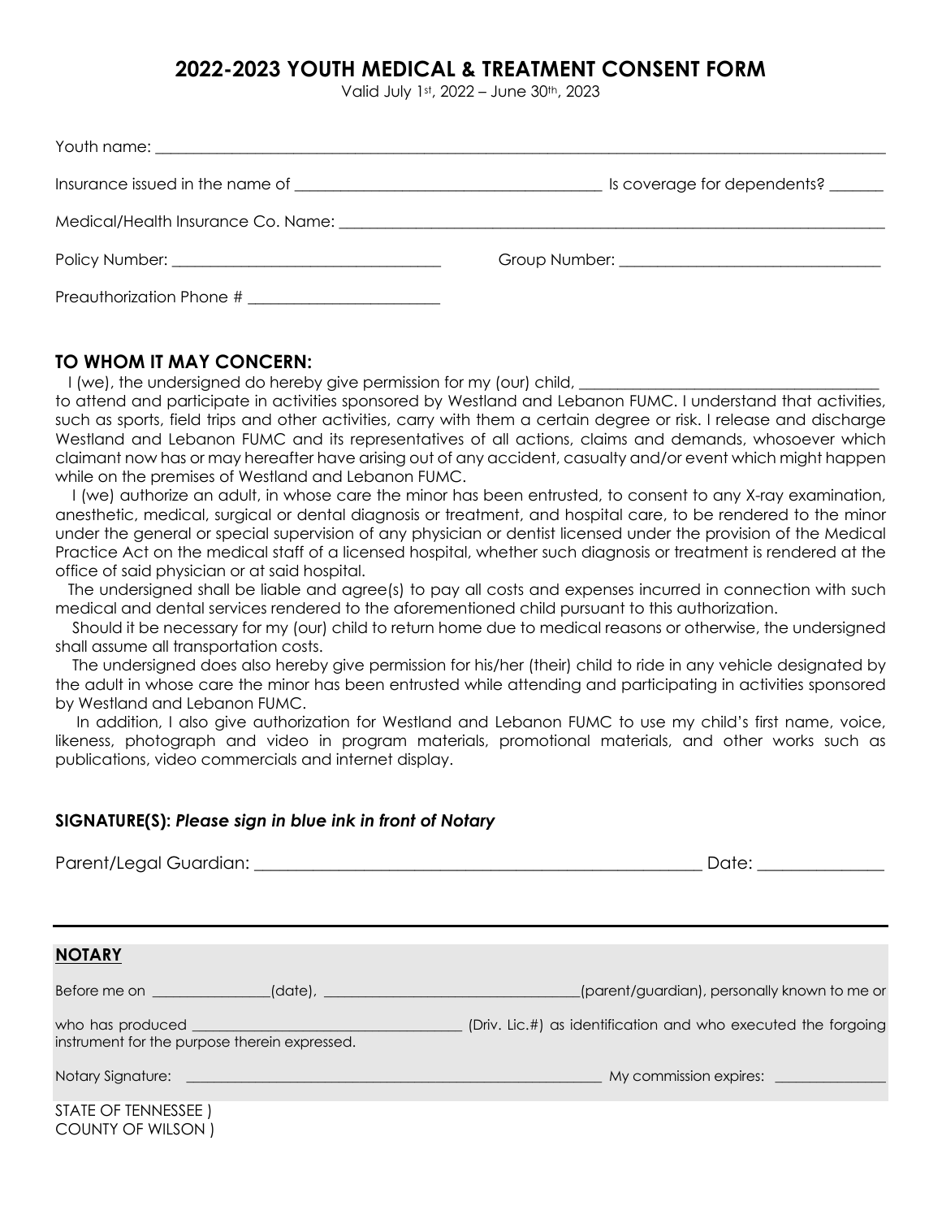# 2022-2023 YOUTH MEDICAL & TREATMENT CONSENT FORM

Valid July 1st, 2022 – June 30th, 2023

Youth name: ______________________________________________________________________________

Insurance issued in the name of ________________________________ Is coverage for dependents? ______

Medical/Health Insurance Co. Name: ______________________________________________________________

Policy Number: ____________________________ Group Number: ____________________________

Preauthorization Phone # ____________________

## TO WHOM IT MAY CONCERN:

I (we), the undersigned do hereby give permission for my (our) child, ________________________________ to attend and participate in activities sponsored by Westland and Lebanon FUMC. I understand that activities, such as sports, field trips and other activities, carry with them a certain degree or risk. I release and discharge Westland and Lebanon FUMC and its representatives of all actions, claims and demands, whosoever which claimant now has or may hereafter have arising out of any accident, casualty and/or event which might happen while on the premises of Westland and Lebanon FUMC.

I (we) authorize an adult, in whose care the minor has been entrusted, to consent to any X-ray examination, anesthetic, medical, surgical or dental diagnosis or treatment, and hospital care, to be rendered to the minor under the general or special supervision of any physician or dentist licensed under the provision of the Medical Practice Act on the medical staff of a licensed hospital, whether such diagnosis or treatment is rendered at the office of said physician or at said hospital.

The undersigned shall be liable and agree(s) to pay all costs and expenses incurred in connection with such medical and dental services rendered to the aforementioned child pursuant to this authorization.

Should it be necessary for my (our) child to return home due to medical reasons or otherwise, the undersigned shall assume all transportation costs.

The undersigned does also hereby give permission for his/her (their) child to ride in any vehicle designated by the adult in whose care the minor has been entrusted while attending and participating in activities sponsored by Westland and Lebanon FUMC.

In addition, I also give authorization for Westland and Lebanon FUMC to use my child's first name, voice, likeness, photograph and video in program materials, promotional materials, and other works such as publications, video commercials and internet display.

### SIGNATURE(S): *Please sign in blue ink in front of Notary*

Parent/Legal Guardian: ____________________________________________ Date: ____________

---

### NOTARY

Before me on _____________(date), ____________________________(parent/guardian), personally known to me or who has produced ______________________________ (Driv. Lic.#) as identification and who executed the forgoing instrument for the purpose therein expressed.

Notary Signature: ______________________________________________ My commission expires: ____________

STATE OF TENNESSEE )
COUNTY OF WILSON )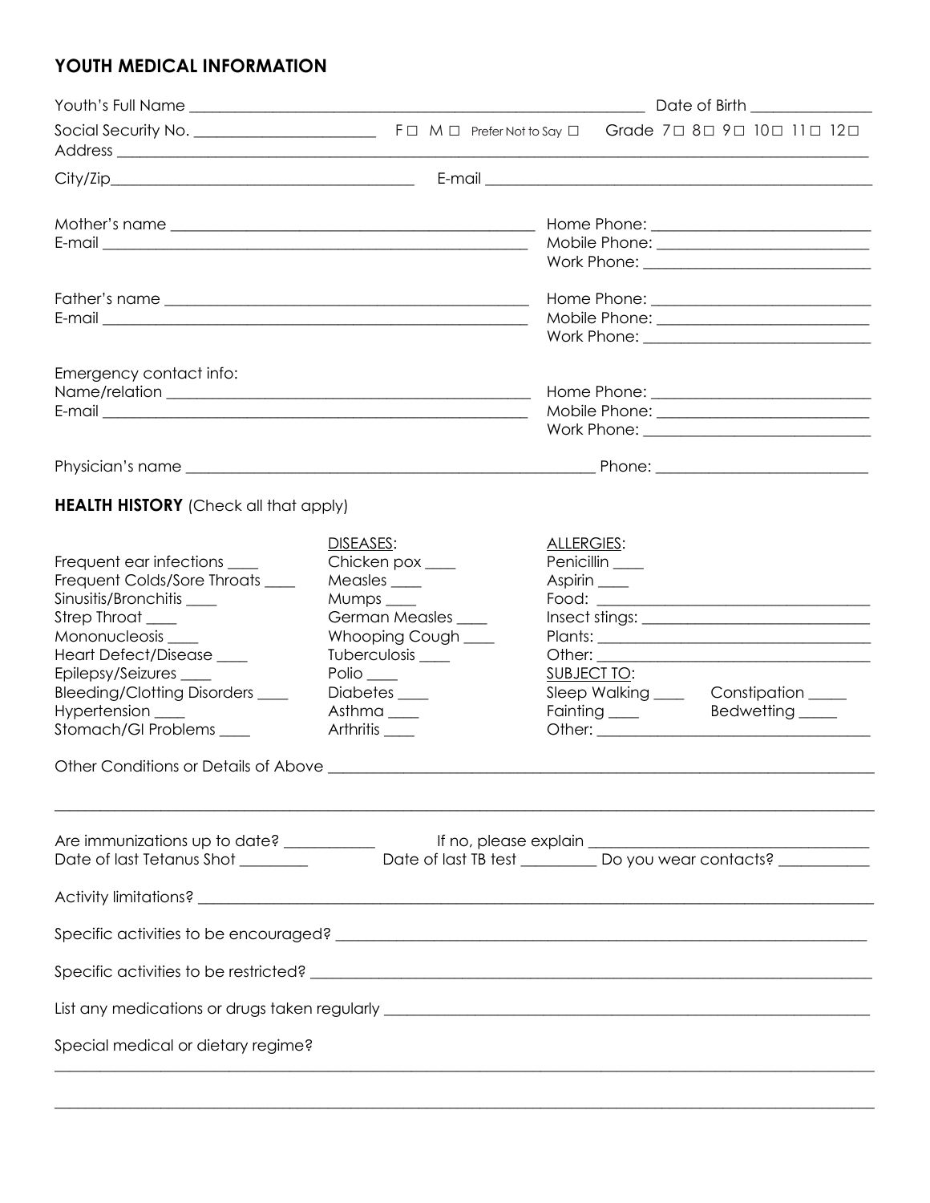## YOUTH MEDICAL INFORMATION

Youth's Full Name ____________________________________________ Date of Birth ______________

Social Security No. ____________________ F ☐ M ☐ Prefer Not to Say ☐ Grade 7☐ 8☐ 9☐ 10☐ 11☐ 12☐

Address ________________________________________________________________________________

City/Zip____________________________________ E-mail _____________________________________________

Mother's name _________________________________________ Home Phone: _________________________
E-mail ______________________________________________ Mobile Phone: _________________________
Work Phone: __________________________

Father's name _________________________________________ Home Phone: _________________________
E-mail ______________________________________________ Mobile Phone: _________________________
Work Phone: __________________________

Emergency contact info:
Name/relation _________________________________________ Home Phone: _________________________
E-mail ______________________________________________ Mobile Phone: _________________________
Work Phone: __________________________

Physician's name ________________________________________________ Phone: _________________________

**HEALTH HISTORY** (Check all that apply)

| | DISEASES: | ALLERGIES: | |
|---|---|---|---|
| Frequent ear infections ____ | Chicken pox ____ | Penicillin ____ | |
| Frequent Colds/Sore Throats ____ | Measles ____ | Aspirin ____ | |
| Sinusitis/Bronchitis ____ | Mumps ____ | Food: ______________________________ | |
| Strep Throat ____ | German Measles ____ | Insect stings: _______________________ | |
| Mononucleosis ____ | Whooping Cough ____ | Plants: ____________________________ | |
| Heart Defect/Disease ____ | Tuberculosis ____ | Other: _____________________________ | |
| Epilepsy/Seizures ____ | Polio ____ | SUBJECT TO: | |
| Bleeding/Clotting Disorders ____ | Diabetes ____ | Sleep Walking ____ | Constipation _____ |
| Hypertension ____ | Asthma ____ | Fainting ____ | Bedwetting _____ |
| Stomach/GI Problems ____ | Arthritis ____ | Other: _____________________________ | |

Other Conditions or Details of Above ______________________________________________________________

________________________________________________________________________________________________

Are immunizations up to date? __________ If no, please explain ______________________________

Date of last Tetanus Shot ________ Date of last TB test _________ Do you wear contacts? ___________

Activity limitations? _________________________________________________________________________

Specific activities to be encouraged? _______________________________________________________

Specific activities to be restricted? ________________________________________________________

List any medications or drugs taken regularly ________________________________________________

Special medical or dietary regime?

________________________________________________________________________________________________

________________________________________________________________________________________________